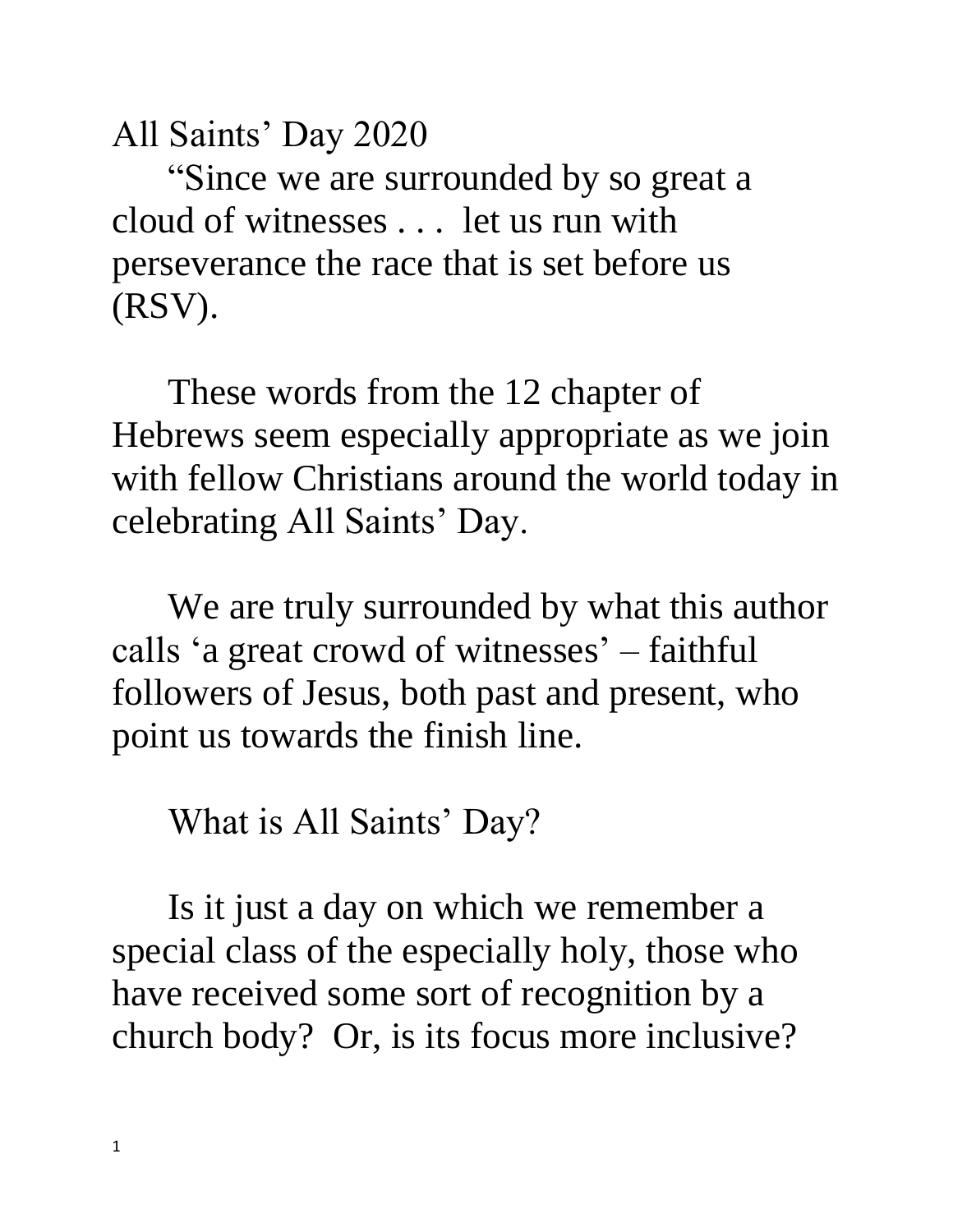All Saints' Day 2020

"Since we are surrounded by so great a cloud of witnesses . . . let us run with perseverance the race that is set before us (RSV).

These words from the 12 chapter of Hebrews seem especially appropriate as we join with fellow Christians around the world today in celebrating All Saints' Day.

We are truly surrounded by what this author calls 'a great crowd of witnesses' – faithful followers of Jesus, both past and present, who point us towards the finish line.

What is All Saints' Day?

Is it just a day on which we remember a special class of the especially holy, those who have received some sort of recognition by a church body? Or, is its focus more inclusive?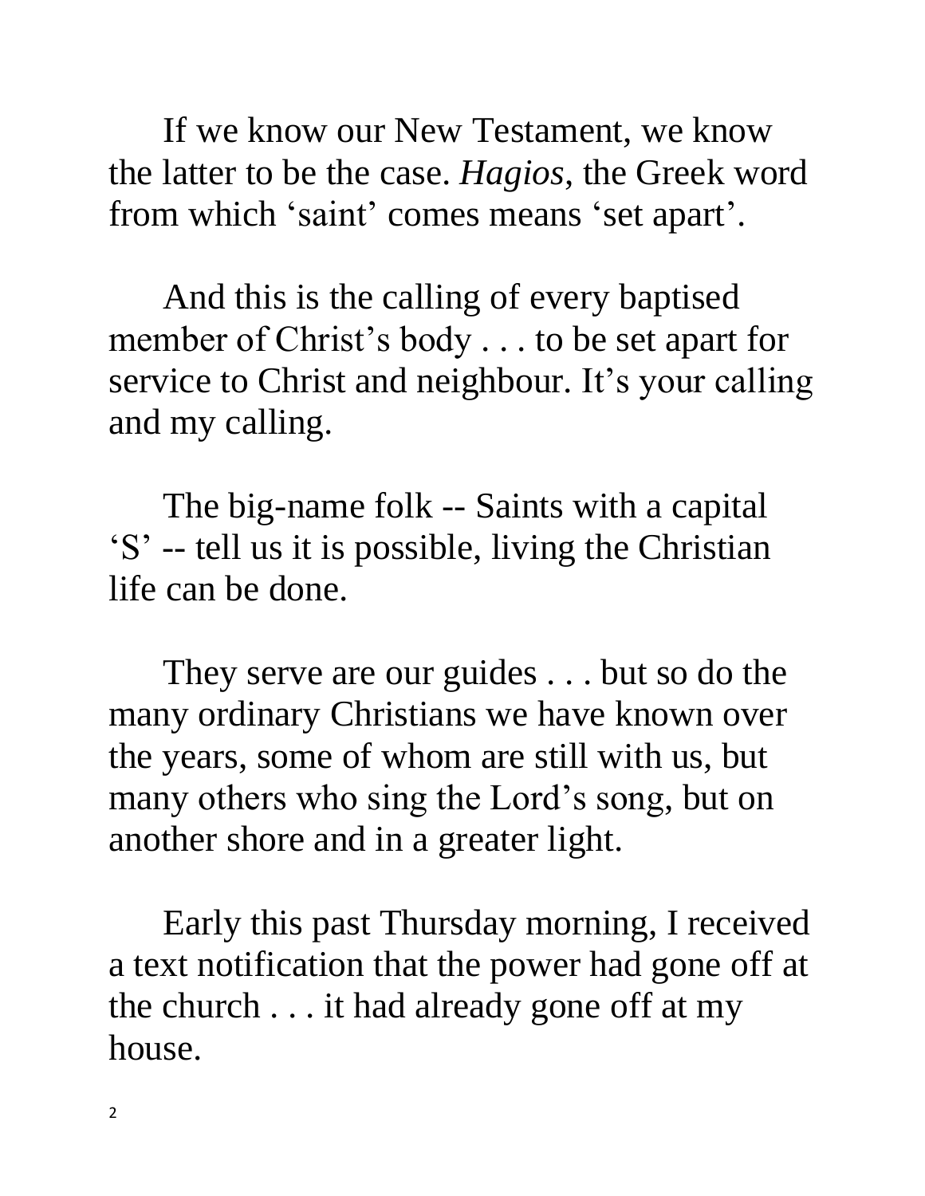If we know our New Testament, we know the latter to be the case. *Hagios*, the Greek word from which 'saint' comes means 'set apart'.

And this is the calling of every baptised member of Christ's body . . . to be set apart for service to Christ and neighbour. It's your calling and my calling.

The big-name folk -- Saints with a capital 'S' -- tell us it is possible, living the Christian life can be done.

They serve are our guides . . . but so do the many ordinary Christians we have known over the years, some of whom are still with us, but many others who sing the Lord's song, but on another shore and in a greater light.

Early this past Thursday morning, I received a text notification that the power had gone off at the church . . . it had already gone off at my house.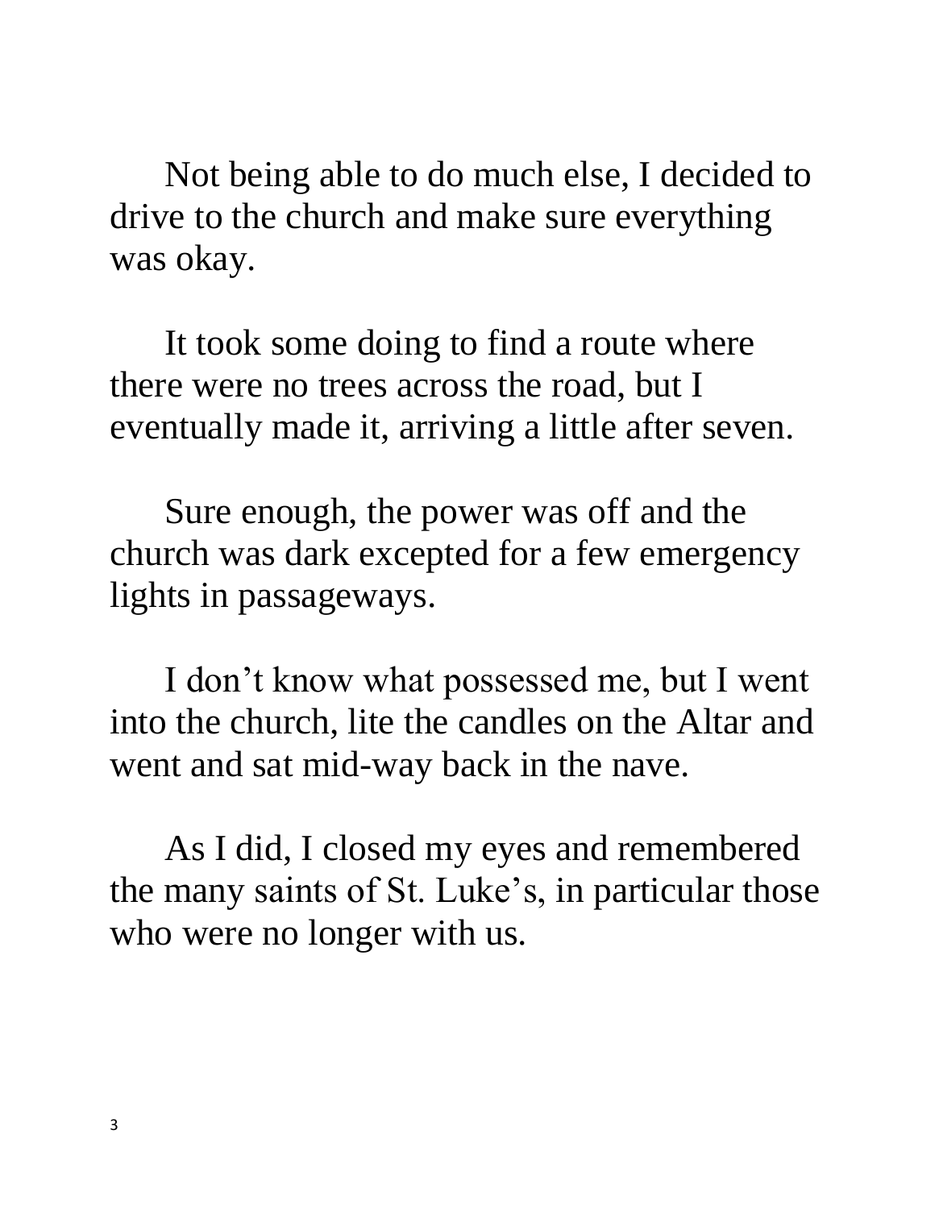Not being able to do much else, I decided to drive to the church and make sure everything was okay.

It took some doing to find a route where there were no trees across the road, but I eventually made it, arriving a little after seven.

Sure enough, the power was off and the church was dark excepted for a few emergency lights in passageways.

I don't know what possessed me, but I went into the church, lite the candles on the Altar and went and sat mid-way back in the nave.

As I did, I closed my eyes and remembered the many saints of St. Luke's, in particular those who were no longer with us.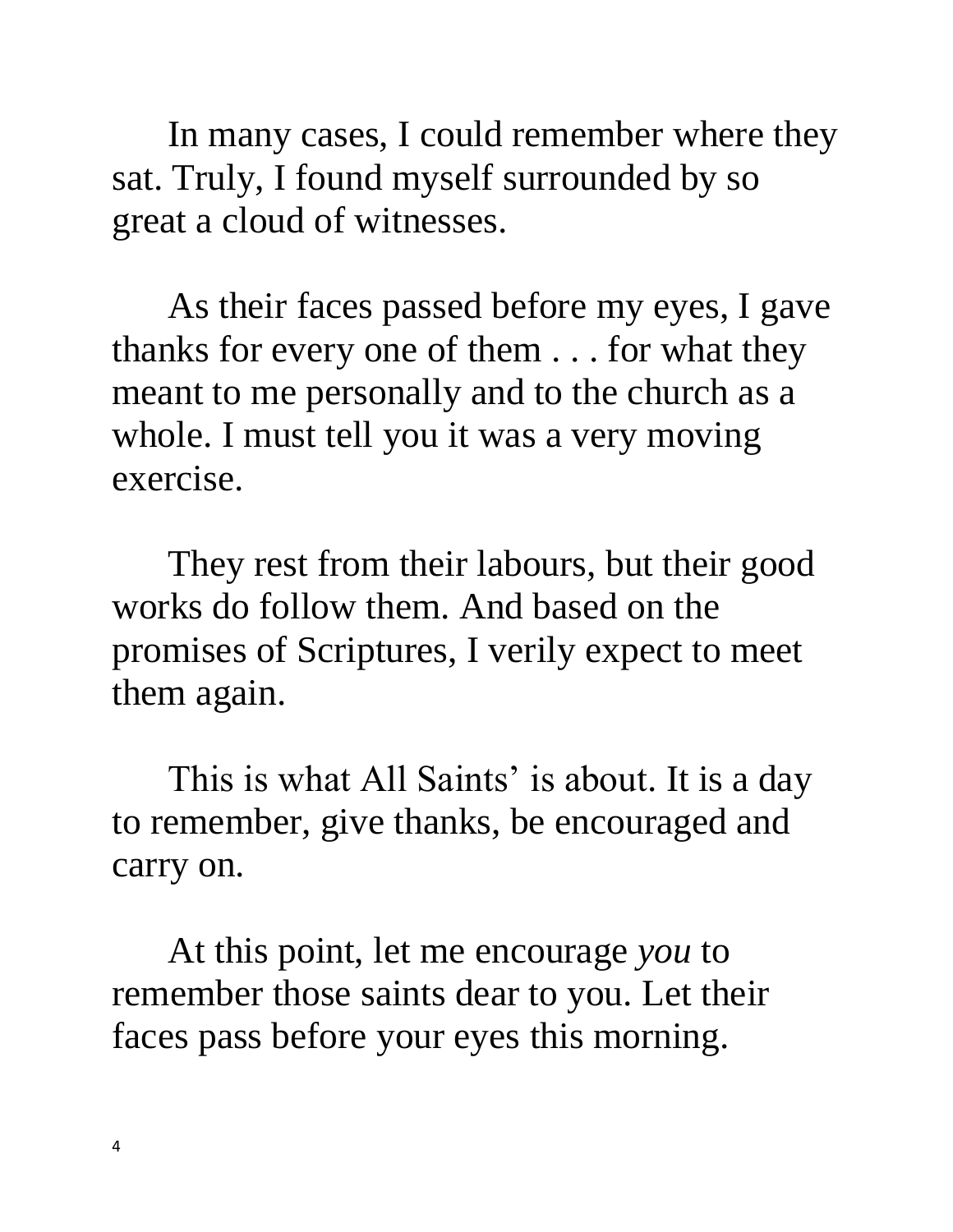In many cases, I could remember where they sat. Truly, I found myself surrounded by so great a cloud of witnesses.

As their faces passed before my eyes, I gave thanks for every one of them . . . for what they meant to me personally and to the church as a whole. I must tell you it was a very moving exercise.

They rest from their labours, but their good works do follow them. And based on the promises of Scriptures, I verily expect to meet them again.

This is what All Saints' is about. It is a day to remember, give thanks, be encouraged and carry on.

At this point, let me encourage *you* to remember those saints dear to you. Let their faces pass before your eyes this morning.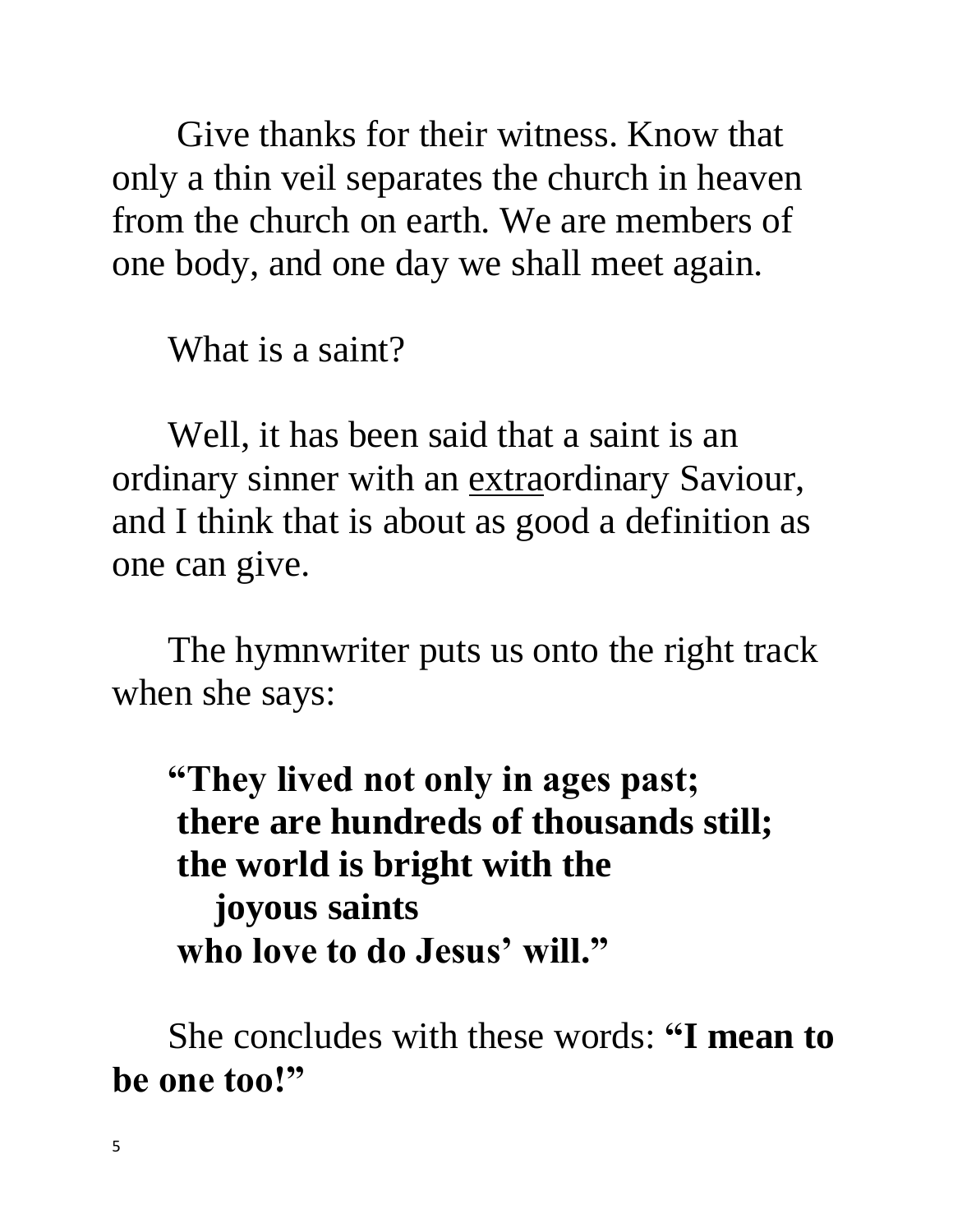Give thanks for their witness. Know that only a thin veil separates the church in heaven from the church on earth. We are members of one body, and one day we shall meet again.

What is a saint?

Well, it has been said that a saint is an ordinary sinner with an <u>extra</u>ordinary Saviour, and I think that is about as good a definition as one can give.

The hymnwriter puts us onto the right track when she says:

> **"They lived not only in ages past;**
> **there are hundreds of thousands still;**
> **the world is bright with the**
> **joyous saints**
> **who love to do Jesus' will."**

She concludes with these words: **"I mean to be one too!"**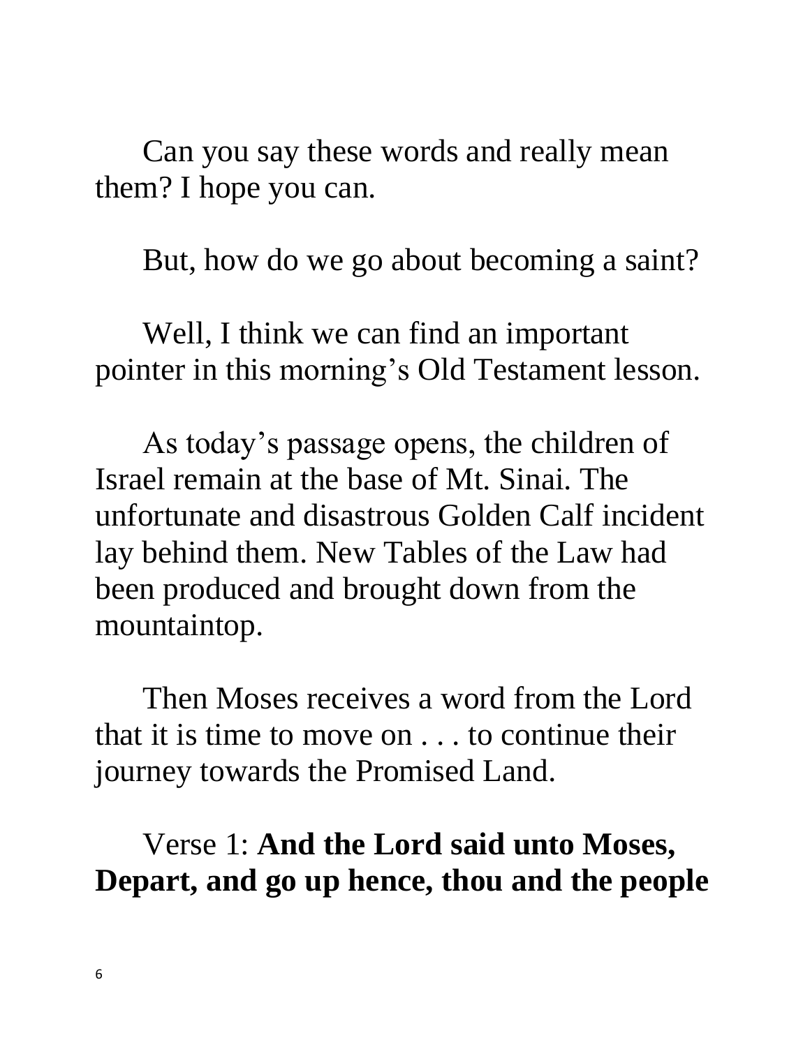Can you say these words and really mean them? I hope you can.

But, how do we go about becoming a saint?

Well, I think we can find an important pointer in this morning's Old Testament lesson.

As today's passage opens, the children of Israel remain at the base of Mt. Sinai. The unfortunate and disastrous Golden Calf incident lay behind them. New Tables of the Law had been produced and brought down from the mountaintop.

Then Moses receives a word from the Lord that it is time to move on . . . to continue their journey towards the Promised Land.

Verse 1: **And the Lord said unto Moses, Depart, and go up hence, thou and the people**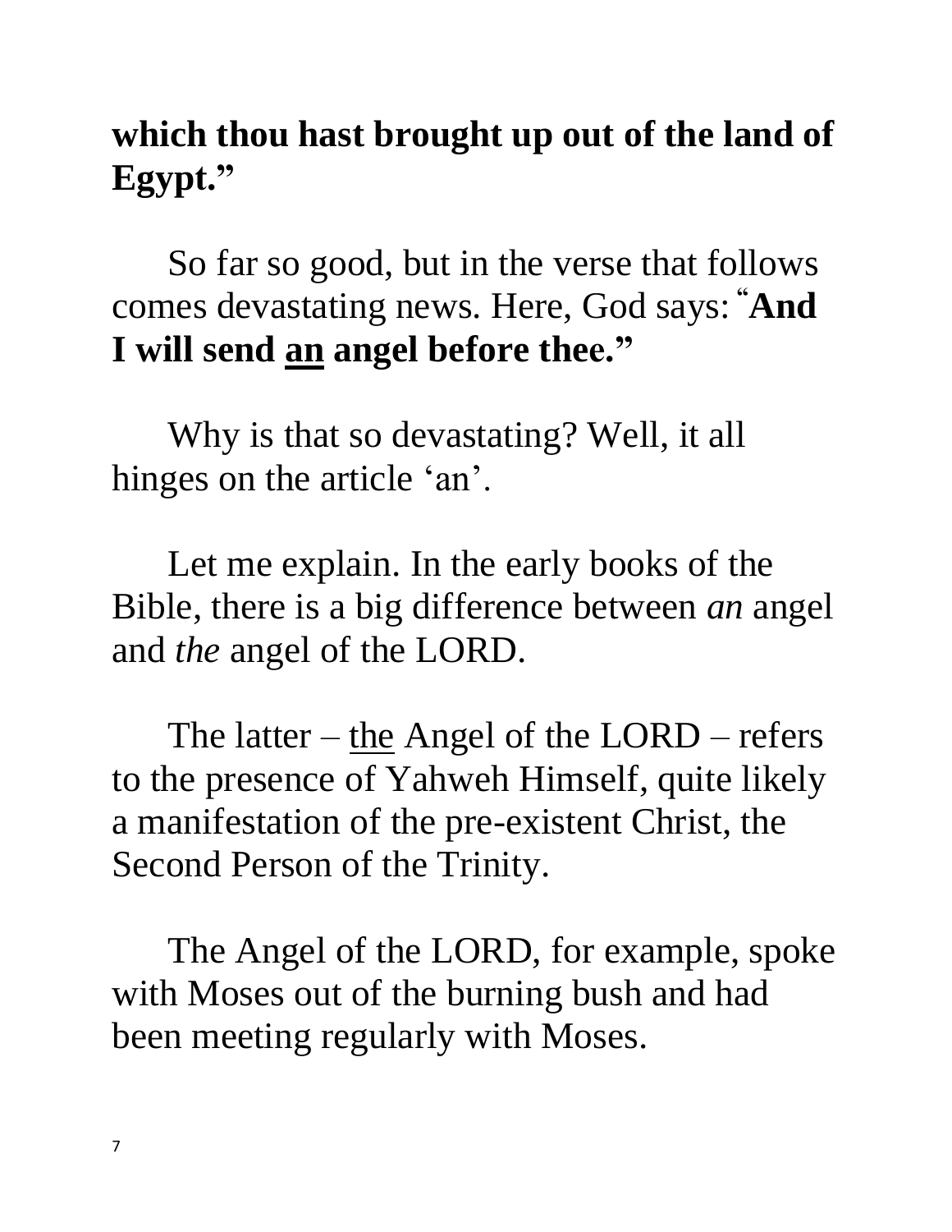**which thou hast brought up out of the land of Egypt."**

So far so good, but in the verse that follows comes devastating news. Here, God says: "**And I will send <u>an</u> angel before thee."**

Why is that so devastating? Well, it all hinges on the article 'an'.

Let me explain. In the early books of the Bible, there is a big difference between *an* angel and *the* angel of the LORD.

The latter – <u>the</u> Angel of the LORD – refers to the presence of Yahweh Himself, quite likely a manifestation of the pre-existent Christ, the Second Person of the Trinity.

The Angel of the LORD, for example, spoke with Moses out of the burning bush and had been meeting regularly with Moses.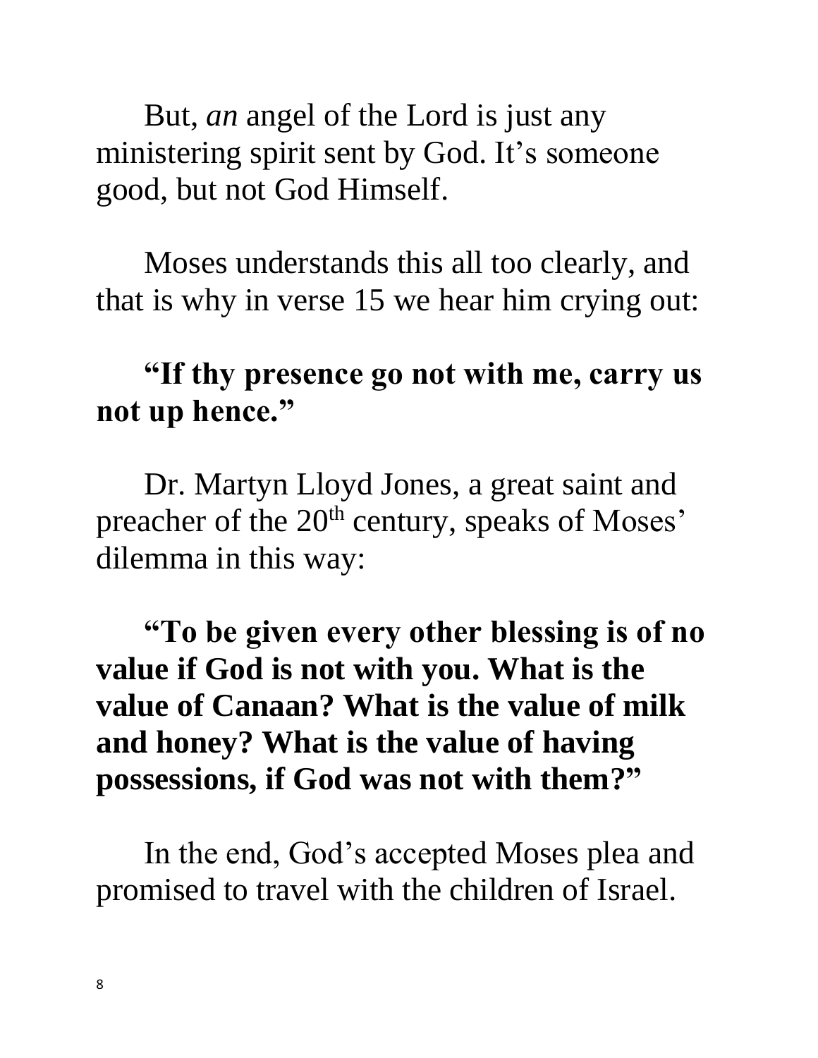But, *an* angel of the Lord is just any ministering spirit sent by God. It's someone good, but not God Himself.

Moses understands this all too clearly, and that is why in verse 15 we hear him crying out:

**"If thy presence go not with me, carry us not up hence."**

Dr. Martyn Lloyd Jones, a great saint and preacher of the 20th century, speaks of Moses' dilemma in this way:

**"To be given every other blessing is of no value if God is not with you. What is the value of Canaan? What is the value of milk and honey? What is the value of having possessions, if God was not with them?"**

In the end, God's accepted Moses plea and promised to travel with the children of Israel.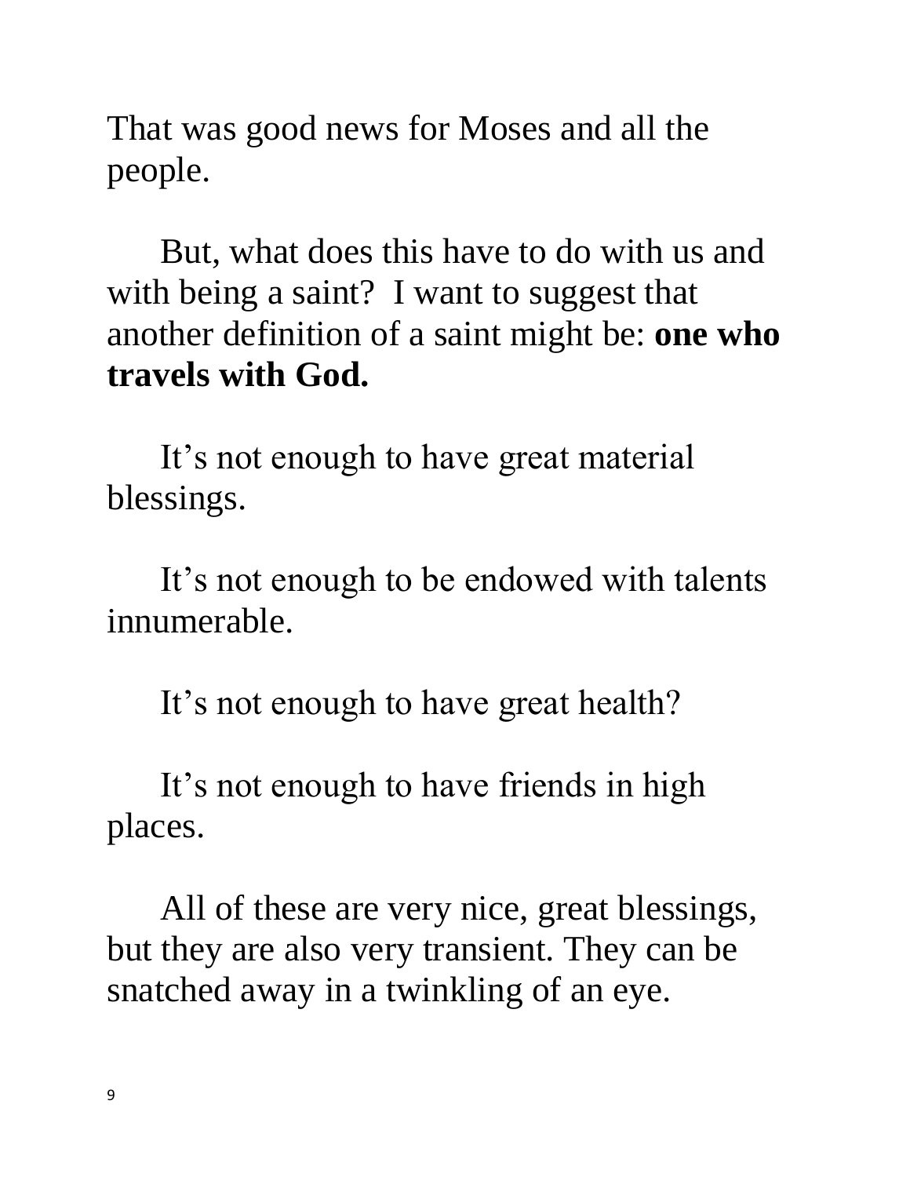That was good news for Moses and all the people.

But, what does this have to do with us and with being a saint? I want to suggest that another definition of a saint might be: **one who travels with God.**

It's not enough to have great material blessings.

It's not enough to be endowed with talents innumerable.

It's not enough to have great health?

It's not enough to have friends in high places.

All of these are very nice, great blessings, but they are also very transient. They can be snatched away in a twinkling of an eye.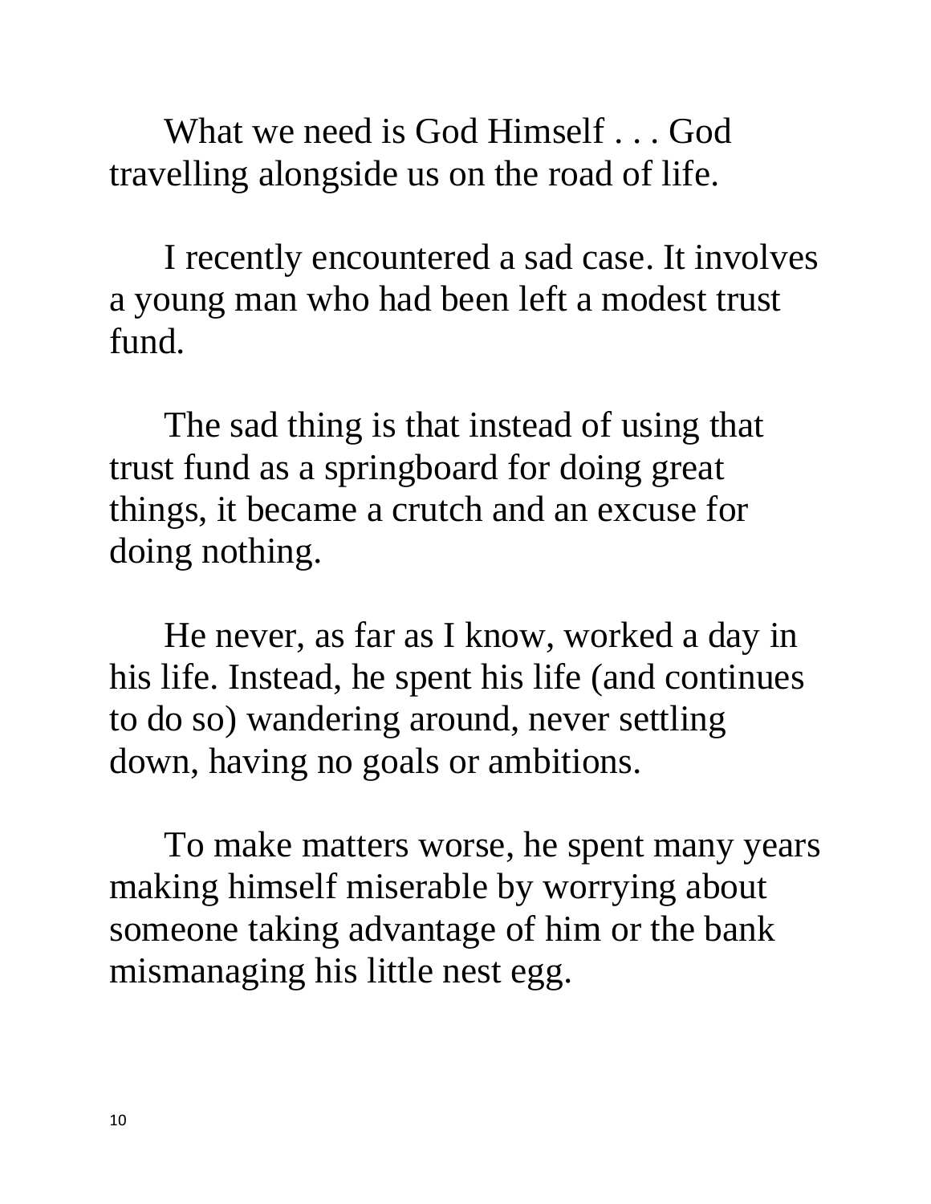What we need is God Himself . . . God travelling alongside us on the road of life.

I recently encountered a sad case. It involves a young man who had been left a modest trust fund.

The sad thing is that instead of using that trust fund as a springboard for doing great things, it became a crutch and an excuse for doing nothing.

He never, as far as I know, worked a day in his life. Instead, he spent his life (and continues to do so) wandering around, never settling down, having no goals or ambitions.

To make matters worse, he spent many years making himself miserable by worrying about someone taking advantage of him or the bank mismanaging his little nest egg.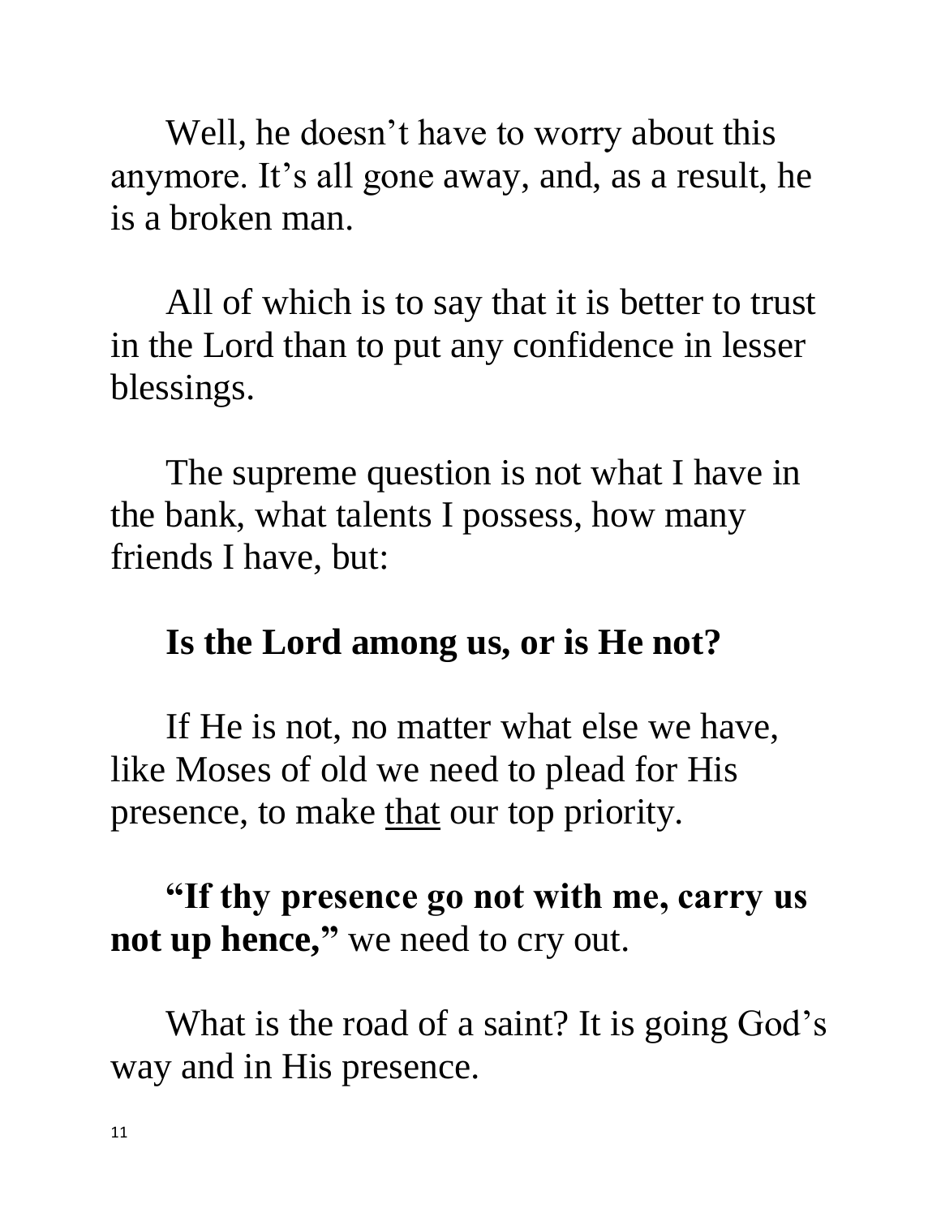Well, he doesn't have to worry about this anymore. It's all gone away, and, as a result, he is a broken man.

All of which is to say that it is better to trust in the Lord than to put any confidence in lesser blessings.

The supreme question is not what I have in the bank, what talents I possess, how many friends I have, but:

**Is the Lord among us, or is He not?**

If He is not, no matter what else we have, like Moses of old we need to plead for His presence, to make <u>that</u> our top priority.

**"If thy presence go not with me, carry us not up hence,"** we need to cry out.

What is the road of a saint? It is going God's way and in His presence.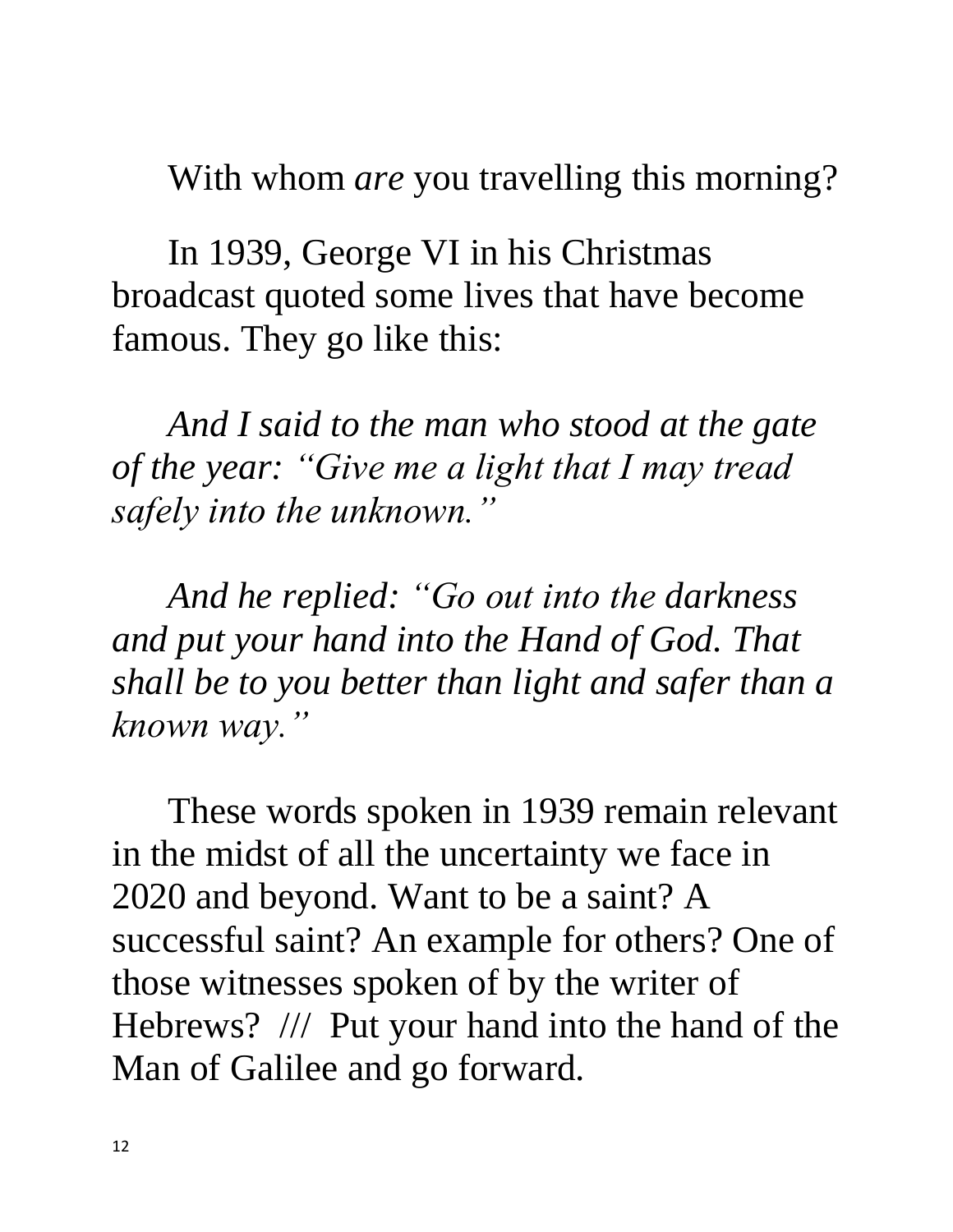With whom *are* you travelling this morning?

In 1939, George VI in his Christmas broadcast quoted some lives that have become famous. They go like this:

*And I said to the man who stood at the gate of the year: "Give me a light that I may tread safely into the unknown."*

*And he replied: "Go out into the darkness and put your hand into the Hand of God. That shall be to you better than light and safer than a known way."*

These words spoken in 1939 remain relevant in the midst of all the uncertainty we face in 2020 and beyond. Want to be a saint? A successful saint? An example for others? One of those witnesses spoken of by the writer of Hebrews? /// Put your hand into the hand of the Man of Galilee and go forward.